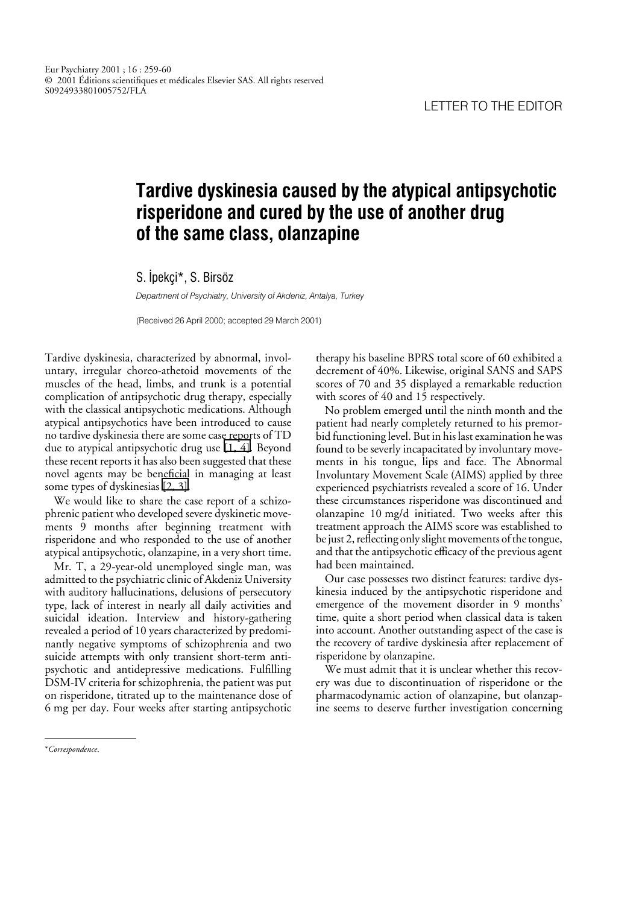LETTER TO THE EDITOR

# Tardive dyskinesia caused by the atypical antipsychotic risperidone and cured by the use of another drug of the same class, olanzapine

S. İpekçi*, S. Birsöz

*Department of Psychiatry, University of Akdeniz, Antalya, Turkey*

(Received 26 April 2000; accepted 29 March 2001)

Tardive dyskinesia, characterized by abnormal, involuntary, irregular choreo-athetoid movements of the muscles of the head, limbs, and trunk is a potential complication of antipsychotic drug therapy, especially with the classical antipsychotic medications. Although atypical antipsychotics have been introduced to cause no tardive dyskinesia there are some case reports of TD due to atypical antipsychotic drug use [1, 4]. Beyond these recent reports it has also been suggested that these novel agents may be beneficial in managing at least some types of dyskinesias [2, 3].

We would like to share the case report of a schizophrenic patient who developed severe dyskinetic movements 9 months after beginning treatment with risperidone and who responded to the use of another atypical antipsychotic, olanzapine, in a very short time.

Mr. T, a 29-year-old unemployed single man, was admitted to the psychiatric clinic of Akdeniz University with auditory hallucinations, delusions of persecutory type, lack of interest in nearly all daily activities and suicidal ideation. Interview and history-gathering revealed a period of 10 years characterized by predominantly negative symptoms of schizophrenia and two suicide attempts with only transient short-term antipsychotic and antidepressive medications. Fulfilling DSM-IV criteria for schizophrenia, the patient was put on risperidone, titrated up to the maintenance dose of 6 mg per day. Four weeks after starting antipsychotic therapy his baseline BPRS total score of 60 exhibited a decrement of 40%. Likewise, original SANS and SAPS scores of 70 and 35 displayed a remarkable reduction with scores of 40 and 15 respectively.

No problem emerged until the ninth month and the patient had nearly completely returned to his premorbid functioning level. But in his last examination he was found to be severely incapacitated by involuntary movements in his tongue, lips and face. The Abnormal Involuntary Movement Scale (AIMS) applied by three experienced psychiatrists revealed a score of 16. Under these circumstances risperidone was discontinued and olanzapine 10 mg/d initiated. Two weeks after this treatment approach the AIMS score was established to be just 2, reflecting only slight movements of the tongue, and that the antipsychotic efficacy of the previous agent had been maintained.

Our case possesses two distinct features: tardive dyskinesia induced by the antipsychotic risperidone and emergence of the movement disorder in 9 months' time, quite a short period when classical data is taken into account. Another outstanding aspect of the case is the recovery of tardive dyskinesia after replacement of risperidone by olanzapine.

We must admit that it is unclear whether this recovery was due to discontinuation of risperidone or the pharmacodynamic action of olanzapine, but olanzapine seems to deserve further investigation concerning

*Correspondence.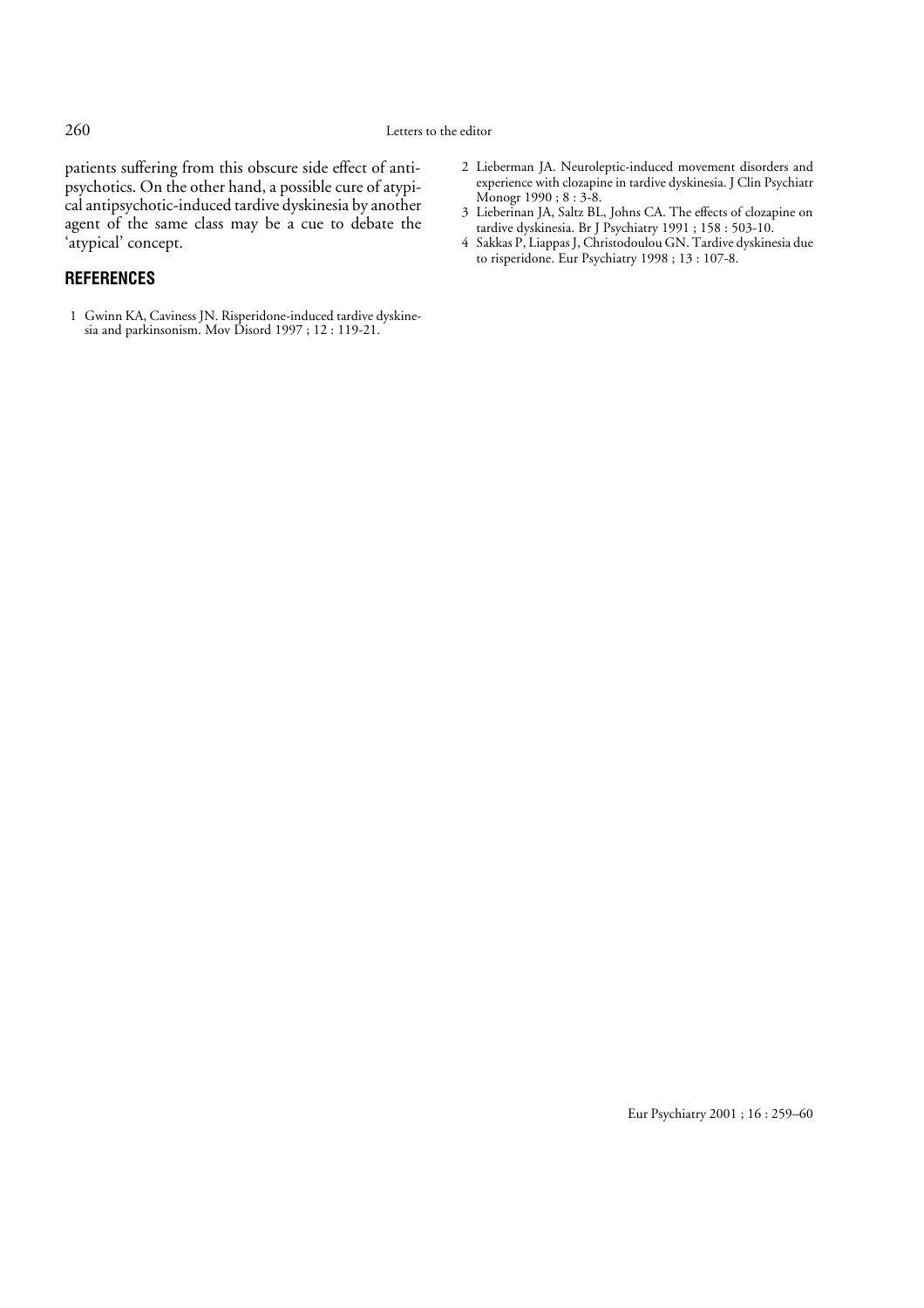patients suffering from this obscure side effect of antipsychotics. On the other hand, a possible cure of atypical antipsychotic-induced tardive dyskinesia by another agent of the same class may be a cue to debate the 'atypical' concept.

## REFERENCES

1 Gwinn KA, Caviness JN. Risperidone-induced tardive dyskinesia and parkinsonism. Mov Disord 1997 ; 12 : 119-21.

2 Lieberman JA. Neuroleptic-induced movement disorders and experience with clozapine in tardive dyskinesia. J Clin Psychiatr Monogr 1990 ; 8 : 3-8.

3 Lieberinan JA, Saltz BL, Johns CA. The effects of clozapine on tardive dyskinesia. Br J Psychiatry 1991 ; 158 : 503-10.

4 Sakkas P, Liappas J, Christodoulou GN. Tardive dyskinesia due to risperidone. Eur Psychiatry 1998 ; 13 : 107-8.